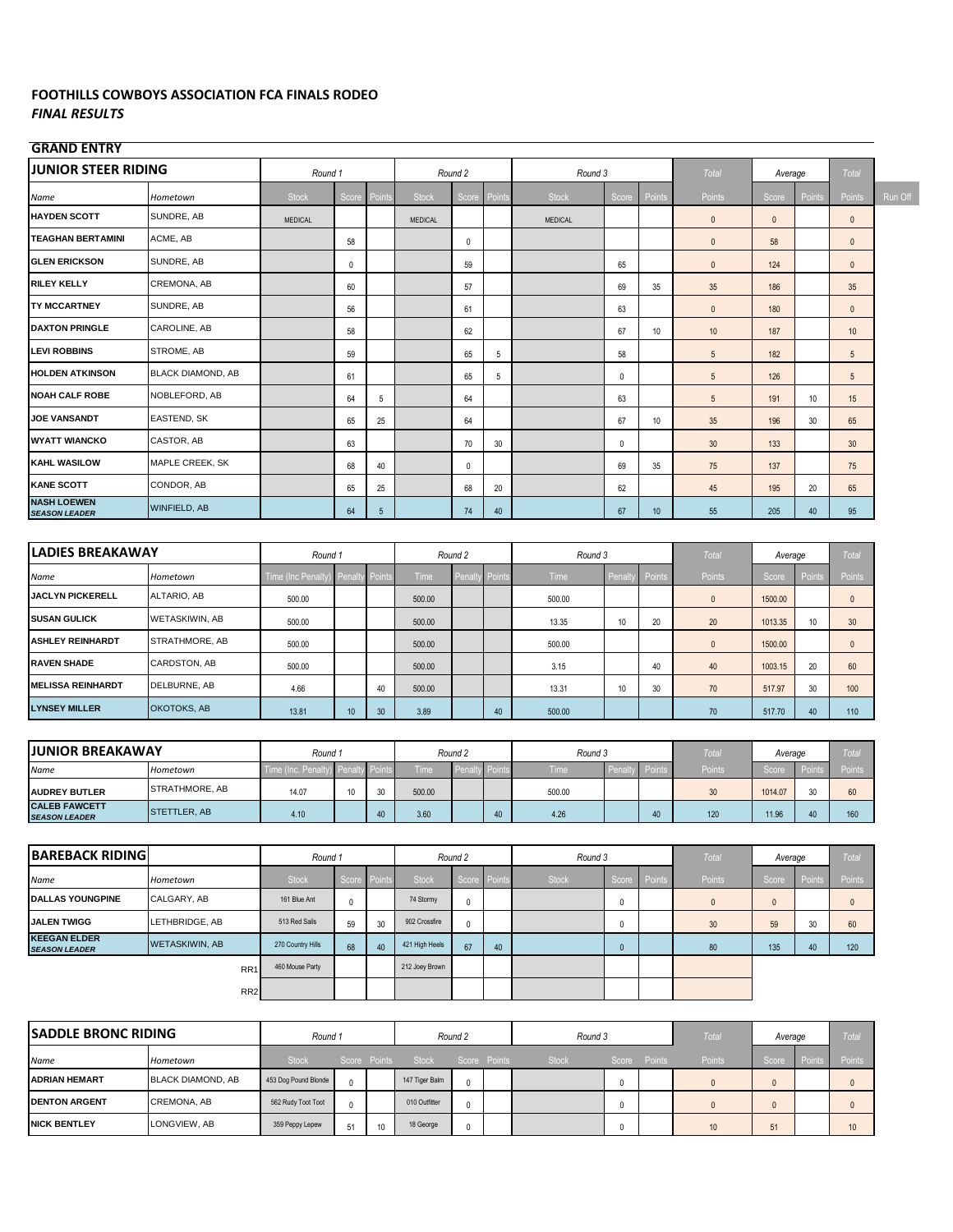# FOOTHILLS COWBOYS ASSOCIATION FCA FINALS RODEO

*FINAL RESULTS*

## GRAND ENTRY

| JUNIOR STEER RIDING | | Round 1 | | | Round 2 | | | Round 3 | | | Total | Average | | Total | |
|---|---|---|---|---|---|---|---|---|---|---|---|---|---|---|---|
| Name | Hometown | Stock | Score | Points | Stock | Score | Points | Stock | Score | Points | Points | Score | Points | Points | Run Off |
| HAYDEN SCOTT | SUNDRE, AB | MEDICAL | | | MEDICAL | | | MEDICAL | | | 0 | 0 | | 0 | |
| TEAGHAN BERTAMINI | ACME, AB | | 58 | | | 0 | | | | | 0 | 58 | | 0 | |
| GLEN ERICKSON | SUNDRE, AB | | 0 | | | 59 | | | 65 | | 0 | 124 | | 0 | |
| RILEY KELLY | CREMONA, AB | | 60 | | | 57 | | | 69 | 35 | 35 | 186 | | 35 | |
| TY MCCARTNEY | SUNDRE, AB | | 56 | | | 61 | | | 63 | | 0 | 180 | | 0 | |
| DAXTON PRINGLE | CAROLINE, AB | | 58 | | | 62 | | | 67 | 10 | 10 | 187 | | 10 | |
| LEVI ROBBINS | STROME, AB | | 59 | | | 65 | 5 | | 58 | | 5 | 182 | | 5 | |
| HOLDEN ATKINSON | BLACK DIAMOND, AB | | 61 | | | 65 | 5 | | 0 | | 5 | 126 | | 5 | |
| NOAH CALF ROBE | NOBLEFORD, AB | | 64 | 5 | | 64 | | | 63 | | 5 | 191 | 10 | 15 | |
| JOE VANSANDT | EASTEND, SK | | 65 | 25 | | 64 | | | 67 | 10 | 35 | 196 | 30 | 65 | |
| WYATT WIANCKO | CASTOR, AB | | 63 | | | 70 | 30 | | 0 | | 30 | 133 | | 30 | |
| KAHL WASILOW | MAPLE CREEK, SK | | 68 | 40 | | 0 | | | 69 | 35 | 75 | 137 | | 75 | |
| KANE SCOTT | CONDOR, AB | | 65 | 25 | | 68 | 20 | | 62 | | 45 | 195 | 20 | 65 | |
| NASH LOEWEN *SEASON LEADER* | WINFIELD, AB | | 64 | 5 | | 74 | 40 | | 67 | 10 | 55 | 205 | 40 | 95 | |

| LADIES BREAKAWAY | | Round 1 | | | Round 2 | | | Round 3 | | | Total | Average | | Total |
|---|---|---|---|---|---|---|---|---|---|---|---|---|---|---|
| Name | Hometown | Time (Inc Penalty) | Penalty | Points | Time | Penalty | Points | Time | Penalty | Points | Points | Score | Points | Points |
| JACLYN PICKERELL | ALTARIO, AB | 500.00 | | | 500.00 | | | 500.00 | | | 0 | 1500.00 | | 0 |
| SUSAN GULICK | WETASKIWIN, AB | 500.00 | | | 500.00 | | | 13.35 | 10 | 20 | 20 | 1013.35 | 10 | 30 |
| ASHLEY REINHARDT | STRATHMORE, AB | 500.00 | | | 500.00 | | | 500.00 | | | 0 | 1500.00 | | 0 |
| RAVEN SHADE | CARDSTON, AB | 500.00 | | | 500.00 | | | 3.15 | | 40 | 40 | 1003.15 | 20 | 60 |
| MELISSA REINHARDT | DELBURNE, AB | 4.66 | | 40 | 500.00 | | | 13.31 | 10 | 30 | 70 | 517.97 | 30 | 100 |
| LYNSEY MILLER | OKOTOKS, AB | 13.81 | 10 | 30 | 3.89 | | 40 | 500.00 | | | 70 | 517.70 | 40 | 110 |

| JUNIOR BREAKAWAY | | Round 1 | | | Round 2 | | | Round 3 | | | Total | Average | | Total |
|---|---|---|---|---|---|---|---|---|---|---|---|---|---|---|
| Name | Hometown | Time (Inc. Penalty) | Penalty | Points | Time | Penalty | Points | Time | Penalty | Points | Points | Score | Points | Points |
| AUDREY BUTLER | STRATHMORE, AB | 14.07 | 10 | 30 | 500.00 | | | 500.00 | | | 30 | 1014.07 | 30 | 60 |
| CALEB FAWCETT *SEASON LEADER* | STETTLER, AB | 4.10 | | 40 | 3.60 | | 40 | 4.26 | | 40 | 120 | 11.96 | 40 | 160 |

| BAREBACK RIDING | | Round 1 | | | Round 2 | | | Round 3 | | | Total | Average | | Total |
|---|---|---|---|---|---|---|---|---|---|---|---|---|---|---|
| Name | Hometown | Stock | Score | Points | Stock | Score | Points | Stock | Score | Points | Points | Score | Points | Points |
| DALLAS YOUNGPINE | CALGARY, AB | 161 Blue Ant | 0 | | 74 Stormy | 0 | | | 0 | | 0 | 0 | | 0 |
| JALEN TWIGG | LETHBRIDGE, AB | 513 Red Sails | 59 | 30 | 902 Crossfire | 0 | | | 0 | | 30 | 59 | 30 | 60 |
| KEEGAN ELDER *SEASON LEADER* | WETASKIWIN, AB | 270 Country Hills | 68 | 40 | 421 High Heels | 67 | 40 | | 0 | | 80 | 135 | 40 | 120 |
| | RR1 | 460 Mouse Party | | | 212 Joey Brown | | | | | | | | | |
| | RR2 | | | | | | | | | | | | | |

| SADDLE BRONC RIDING | | Round 1 | | | Round 2 | | | Round 3 | | | Total | Average | | Total |
|---|---|---|---|---|---|---|---|---|---|---|---|---|---|---|
| Name | Hometown | Stock | Score | Points | Stock | Score | Points | Stock | Score | Points | Points | Score | Points | Points |
| ADRIAN HEMART | BLACK DIAMOND, AB | 453 Dog Pound Blonde | 0 | | 147 Tiger Balm | 0 | | | 0 | | 0 | 0 | | 0 |
| DENTON ARGENT | CREMONA, AB | 562 Rudy Toot Toot | 0 | | 010 Outfitter | 0 | | | 0 | | 0 | 0 | | 0 |
| NICK BENTLEY | LONGVIEW, AB | 359 Peppy Lepew | 51 | 10 | 18 George | 0 | | | 0 | | 10 | 51 | | 10 |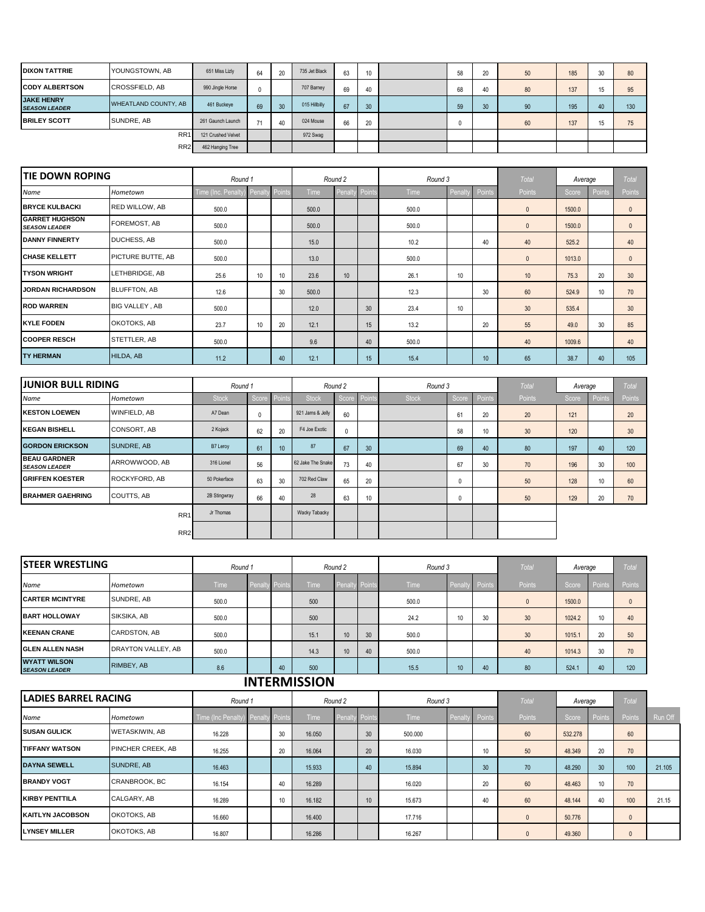| | | | | | | | | | | | | | | | | |
|---|---|---|---|---|---|---|---|---|---|---|---|---|---|---|---|---|
| **DIXON TATTRIE** | YOUNGSTOWN, AB | 651 Miss Lizly | 64 | 20 | 735 Jet Black | 63 | 10 | | 58 | 20 | 50 | 185 | 30 | 80 |
| **CODY ALBERTSON** | CROSSFIELD, AB | 990 Jingle Horse | 0 | | 707 Barney | 69 | 40 | | 68 | 40 | 80 | 137 | 15 | 95 |
| **JAKE HENRY** *SEASON LEADER* | WHEATLAND COUNTY, AB | 461 Buckeye | 69 | 30 | 015 Hillbilly | 67 | 30 | | 59 | 30 | 90 | 195 | 40 | 130 |
| **BRILEY SCOTT** | SUNDRE, AB | 261 Gaunch Launch | 71 | 40 | 024 Mouse | 66 | 20 | | 0 | | 60 | 137 | 15 | 75 |
| | RR1 | 121 Crushed Velvet | | | 972 Swag | | | | | | | | | |
| | RR2 | 462 Hanging Tree | | | | | | | | | | | | |

| TIE DOWN ROPING | | Round 1 | | | Round 2 | | | Round 3 | | | Total | Average | | Total |
|---|---|---|---|---|---|---|---|---|---|---|---|---|---|---|
| Name | Hometown | Time (Inc. Penalty) | Penalty | Points | Time | Penalty | Points | Time | Penalty | Points | Points | Score | Points | Points |
| **BRYCE KULBACKI** | RED WILLOW, AB | 500.0 | | | 500.0 | | | 500.0 | | | 0 | 1500.0 | | 0 |
| **GARRET HUGHSON** *SEASON LEADER* | FOREMOST, AB | 500.0 | | | 500.0 | | | 500.0 | | | 0 | 1500.0 | | 0 |
| **DANNY FINNERTY** | DUCHESS, AB | 500.0 | | | 15.0 | | | 10.2 | | 40 | 40 | 525.2 | | 40 |
| **CHASE KELLETT** | PICTURE BUTTE, AB | 500.0 | | | 13.0 | | | 500.0 | | | 0 | 1013.0 | | 0 |
| **TYSON WRIGHT** | LETHBRIDGE, AB | 25.6 | 10 | 10 | 23.6 | 10 | | 26.1 | 10 | | 10 | 75.3 | 20 | 30 |
| **JORDAN RICHARDSON** | BLUFFTON, AB | 12.6 | | 30 | 500.0 | | | 12.3 | | 30 | 60 | 524.9 | 10 | 70 |
| **ROD WARREN** | BIG VALLEY , AB | 500.0 | | | 12.0 | | 30 | 23.4 | 10 | | 30 | 535.4 | | 30 |
| **KYLE FODEN** | OKOTOKS, AB | 23.7 | 10 | 20 | 12.1 | | 15 | 13.2 | | 20 | 55 | 49.0 | 30 | 85 |
| **COOPER RESCH** | STETTLER, AB | 500.0 | | | 9.6 | | 40 | 500.0 | | | 40 | 1009.6 | | 40 |
| **TY HERMAN** | HILDA, AB | 11.2 | | 40 | 12.1 | | 15 | 15.4 | | 10 | 65 | 38.7 | 40 | 105 |

| JUNIOR BULL RIDING | | Round 1 | | | Round 2 | | | Round 3 | | | Total | Average | | Total |
|---|---|---|---|---|---|---|---|---|---|---|---|---|---|---|
| Name | Hometown | Stock | Score | Points | Stock | Score | Points | Stock | Score | Points | Points | Score | Points | Points |
| **KESTON LOEWEN** | WINFIELD, AB | A7 Dean | 0 | | 921 Jams & Jelly | 60 | | | 61 | 20 | 20 | 121 | | 20 |
| **KEGAN BISHELL** | CONSORT, AB | 2 Kojack | 62 | 20 | F4 Joe Exotic | 0 | | | 58 | 10 | 30 | 120 | | 30 |
| **GORDON ERICKSON** | SUNDRE, AB | B7 Leroy | 61 | 10 | 87 | 67 | 30 | | 69 | 40 | 80 | 197 | 40 | 120 |
| **BEAU GARDNER** *SEASON LEADER* | ARROWWOOD, AB | 316 Lionel | 56 | | 62 Jake The Snake | 73 | 40 | | 67 | 30 | 70 | 196 | 30 | 100 |
| **GRIFFEN KOESTER** | ROCKYFORD, AB | 50 Pokerface | 63 | 30 | 702 Red Claw | 65 | 20 | | 0 | | 50 | 128 | 10 | 60 |
| **BRAHMER GAEHRING** | COUTTS, AB | 2B Stingwray | 66 | 40 | 28 | 63 | 10 | | 0 | | 50 | 129 | 20 | 70 |
| | RR1 | Jr Thomas | | | Wacky Tabacky | | | | | | | | | |
| | RR2 | | | | | | | | | | | | | |

| STEER WRESTLING | | Round 1 | | | Round 2 | | | Round 3 | | | Total | Average | | Total |
|---|---|---|---|---|---|---|---|---|---|---|---|---|---|---|
| Name | Hometown | Time | Penalty | Points | Time | Penalty | Points | Time | Penalty | Points | Points | Score | Points | Points |
| **CARTER MCINTYRE** | SUNDRE, AB | 500.0 | | | 500 | | | 500.0 | | | 0 | 1500.0 | | 0 |
| **BART HOLLOWAY** | SIKSIKA, AB | 500.0 | | | 500 | | | 24.2 | 10 | 30 | 30 | 1024.2 | 10 | 40 |
| **KEENAN CRANE** | CARDSTON, AB | 500.0 | | | 15.1 | 10 | 30 | 500.0 | | | 30 | 1015.1 | 20 | 50 |
| **GLEN ALLEN NASH** | DRAYTON VALLEY, AB | 500.0 | | | 14.3 | 10 | 40 | 500.0 | | | 40 | 1014.3 | 30 | 70 |
| **WYATT WILSON** *SEASON LEADER* | RIMBEY, AB | 8.6 | | 40 | 500 | | | 15.5 | 10 | 40 | 80 | 524.1 | 40 | 120 |

## INTERMISSION

| LADIES BARREL RACING | | Round 1 | | | Round 2 | | | Round 3 | | | Total | Average | | Total | |
|---|---|---|---|---|---|---|---|---|---|---|---|---|---|---|---|
| Name | Hometown | Time (Inc Penalty) | Penalty | Points | Time | Penalty | Points | Time | Penalty | Points | Points | Score | Points | Points | Run Off |
| **SUSAN GULICK** | WETASKIWIN, AB | 16.228 | | 30 | 16.050 | | 30 | 500.000 | | | 60 | 532.278 | | 60 | |
| **TIFFANY WATSON** | PINCHER CREEK, AB | 16.255 | | 20 | 16.064 | | 20 | 16.030 | | 10 | 50 | 48.349 | 20 | 70 | |
| **DAYNA SEWELL** | SUNDRE, AB | 16.463 | | | 15.933 | | 40 | 15.894 | | 30 | 70 | 48.290 | 30 | 100 | 21.105 |
| **BRANDY VOGT** | CRANBROOK, BC | 16.154 | | 40 | 16.289 | | | 16.020 | | 20 | 60 | 48.463 | 10 | 70 | |
| **KIRBY PENTTILA** | CALGARY, AB | 16.289 | | 10 | 16.182 | | 10 | 15.673 | | 40 | 60 | 48.144 | 40 | 100 | 21.15 |
| **KAITLYN JACOBSON** | OKOTOKS, AB | 16.660 | | | 16.400 | | | 17.716 | | | 0 | 50.776 | | 0 | |
| **LYNSEY MILLER** | OKOTOKS, AB | 16.807 | | | 16.286 | | | 16.267 | | | 0 | 49.360 | | 0 | |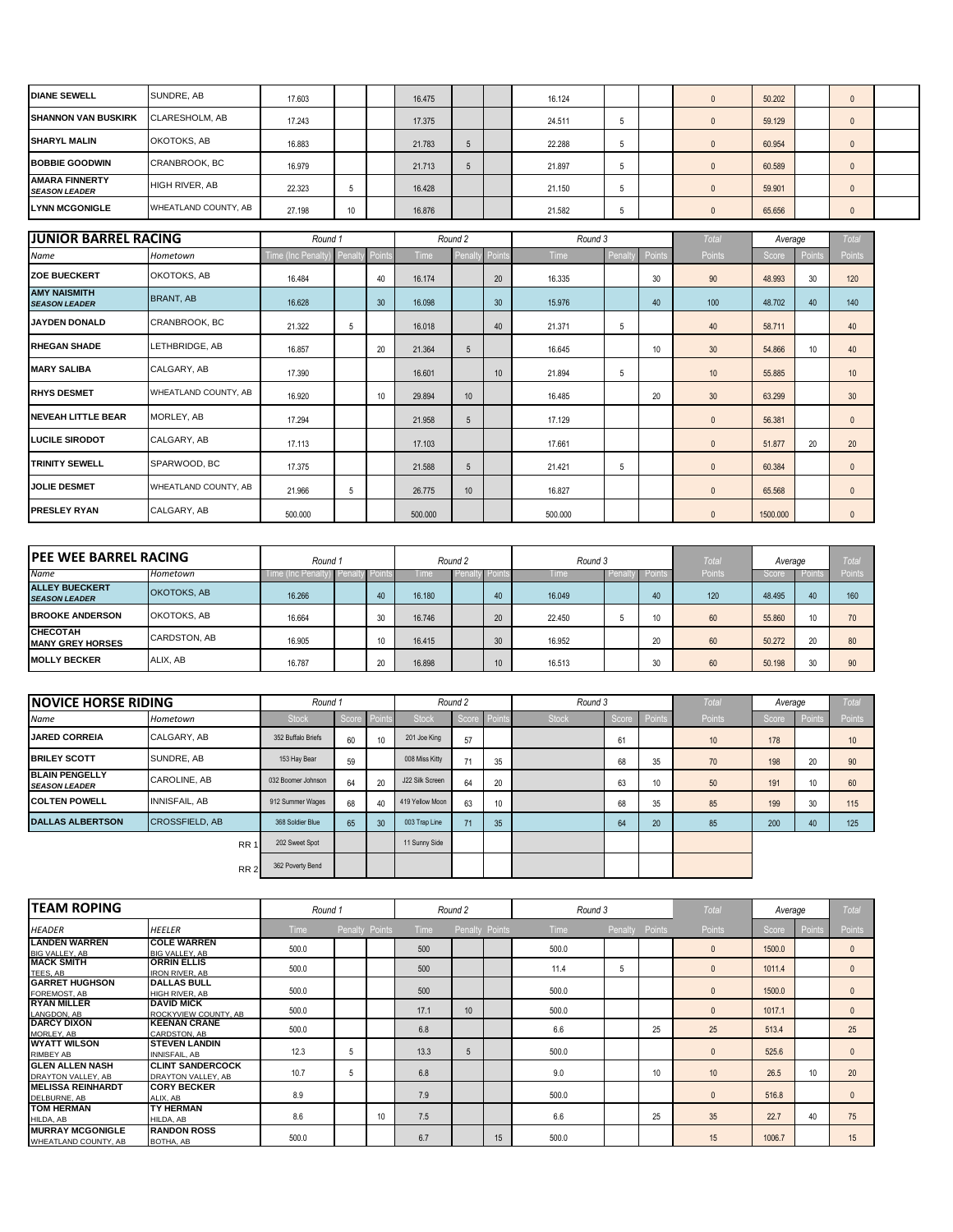| Name | Hometown | Time (Inc Penalty) | Penalty | Points | Time | Penalty | Points | Time | Penalty | Points | Total Points | Average Score | Average Points | Total Points |
|---|---|---|---|---|---|---|---|---|---|---|---|---|---|---|
| DIANE SEWELL | SUNDRE, AB | 17.603 | | | 16.475 | | | 16.124 | | | 0 | 50.202 | | 0 |
| SHANNON VAN BUSKIRK | CLARESHOLM, AB | 17.243 | | | 17.375 | | | 24.511 | 5 | | 0 | 59.129 | | 0 |
| SHARYL MALIN | OKOTOKS, AB | 16.883 | | | 21.783 | 5 | | 22.288 | 5 | | 0 | 60.954 | | 0 |
| BOBBIE GOODWIN | CRANBROOK, BC | 16.979 | | | 21.713 | 5 | | 21.897 | 5 | | 0 | 60.589 | | 0 |
| AMARA FINNERTY *SEASON LEADER* | HIGH RIVER, AB | 22.323 | 5 | | 16.428 | | | 21.150 | 5 | | 0 | 59.901 | | 0 |
| LYNN MCGONIGLE | WHEATLAND COUNTY, AB | 27.198 | 10 | | 16.876 | | | 21.582 | 5 | | 0 | 65.656 | | 0 |

## JUNIOR BARREL RACING

| Name | Hometown | Round 1 Time (Inc Penalty) | Penalty | Points | Round 2 Time | Penalty | Points | Round 3 Time | Penalty | Points | Total Points | Average Score | Average Points | Total Points |
|---|---|---|---|---|---|---|---|---|---|---|---|---|---|---|
| ZOE BUECKERT | OKOTOKS, AB | 16.484 | | 40 | 16.174 | | 20 | 16.335 | | 30 | 90 | 48.993 | 30 | 120 |
| AMY NAISMITH *SEASON LEADER* | BRANT, AB | 16.628 | | 30 | 16.098 | | 30 | 15.976 | | 40 | 100 | 48.702 | 40 | 140 |
| JAYDEN DONALD | CRANBROOK, BC | 21.322 | 5 | | 16.018 | | 40 | 21.371 | 5 | | 40 | 58.711 | | 40 |
| RHEGAN SHADE | LETHBRIDGE, AB | 16.857 | | 20 | 21.364 | 5 | | 16.645 | | 10 | 30 | 54.866 | 10 | 40 |
| MARY SALIBA | CALGARY, AB | 17.390 | | | 16.601 | | 10 | 21.894 | 5 | | 10 | 55.885 | | 10 |
| RHYS DESMET | WHEATLAND COUNTY, AB | 16.920 | | 10 | 29.894 | 10 | | 16.485 | | 20 | 30 | 63.299 | | 30 |
| NEVEAH LITTLE BEAR | MORLEY, AB | 17.294 | | | 21.958 | 5 | | 17.129 | | | 0 | 56.381 | | 0 |
| LUCILE SIRODOT | CALGARY, AB | 17.113 | | | 17.103 | | | 17.661 | | | 0 | 51.877 | 20 | 20 |
| TRINITY SEWELL | SPARWOOD, BC | 17.375 | | | 21.588 | 5 | | 21.421 | 5 | | 0 | 60.384 | | 0 |
| JOLIE DESMET | WHEATLAND COUNTY, AB | 21.966 | 5 | | 26.775 | 10 | | 16.827 | | | 0 | 65.568 | | 0 |
| PRESLEY RYAN | CALGARY, AB | 500.000 | | | 500.000 | | | 500.000 | | | 0 | 1500.000 | | 0 |

## PEE WEE BARREL RACING

| Name | Hometown | Round 1 Time (Inc Penalty) | Penalty | Points | Round 2 Time | Penalty | Points | Round 3 Time | Penalty | Points | Total Points | Average Score | Average Points | Total Points |
|---|---|---|---|---|---|---|---|---|---|---|---|---|---|---|
| ALLEY BUECKERT *SEASON LEADER* | OKOTOKS, AB | 16.266 | | 40 | 16.180 | | 40 | 16.049 | | 40 | 120 | 48.495 | 40 | 160 |
| BROOKE ANDERSON | OKOTOKS, AB | 16.664 | | 30 | 16.746 | | 20 | 22.450 | 5 | 10 | 60 | 55.860 | 10 | 70 |
| CHECOTAH MANY GREY HORSES | CARDSTON, AB | 16.905 | | 10 | 16.415 | | 30 | 16.952 | | 20 | 60 | 50.272 | 20 | 80 |
| MOLLY BECKER | ALIX, AB | 16.787 | | 20 | 16.898 | | 10 | 16.513 | | 30 | 60 | 50.198 | 30 | 90 |

## NOVICE HORSE RIDING

| Name | Hometown | Round 1 Stock | Score | Points | Round 2 Stock | Score | Points | Round 3 Stock | Score | Points | Total Points | Average Score | Average Points | Total Points |
|---|---|---|---|---|---|---|---|---|---|---|---|---|---|---|
| JARED CORREIA | CALGARY, AB | 352 Buffalo Briefs | 60 | 10 | 201 Joe King | 57 | | | 61 | | 10 | 178 | | 10 |
| BRILEY SCOTT | SUNDRE, AB | 153 Hay Bear | 59 | | 008 Miss Kitty | 71 | 35 | | 68 | 35 | 70 | 198 | 20 | 90 |
| BLAIN PENGELLY *SEASON LEADER* | CAROLINE, AB | 032 Boomer Johnson | 64 | 20 | J22 Silk Screen | 64 | 20 | | 63 | 10 | 50 | 191 | 10 | 60 |
| COLTEN POWELL | INNISFAIL, AB | 912 Summer Wages | 68 | 40 | 419 Yellow Moon | 63 | 10 | | 68 | 35 | 85 | 199 | 30 | 115 |
| DALLAS ALBERTSON | CROSSFIELD, AB | 368 Soldier Blue | 65 | 30 | 003 Trap Line | 71 | 35 | | 64 | 20 | 85 | 200 | 40 | 125 |
| | RR 1 | 202 Sweet Spot | | | 11 Sunny Side | | | | | | | | | |
| | RR 2 | 362 Poverty Bend | | | | | | | | | | | | |

## TEAM ROPING

| HEADER | HEELER | Round 1 Time | Penalty | Points | Round 2 Time | Penalty | Points | Round 3 Time | Penalty | Points | Total Points | Average Score | Average Points | Total Points |
|---|---|---|---|---|---|---|---|---|---|---|---|---|---|---|
| LANDEN WARREN BIG VALLEY, AB | COLE WARREN BIG VALLEY, AB | 500.0 | | | 500 | | | 500.0 | | | 0 | 1500.0 | | 0 |
| MACK SMITH TEES, AB | ORRIN ELLIS IRON RIVER, AB | 500.0 | | | 500 | | | 11.4 | 5 | | 0 | 1011.4 | | 0 |
| GARRET HUGHSON FOREMOST, AB | DALLAS BULL HIGH RIVER, AB | 500.0 | | | 500 | | | 500.0 | | | 0 | 1500.0 | | 0 |
| RYAN MILLER LANGDON, AB | DAVID MICK ROCKYVIEW COUNTY, AB | 500.0 | | | 17.1 | 10 | | 500.0 | | | 0 | 1017.1 | | 0 |
| DARCY DIXON MORLEY, AB | KEENAN CRANE CARDSTON, AB | 500.0 | | | 6.8 | | | 6.6 | | 25 | 25 | 513.4 | | 25 |
| WYATT WILSON RIMBEY AB | STEVEN LANDIN INNISFAIL, AB | 12.3 | 5 | | 13.3 | 5 | | 500.0 | | | 0 | 525.6 | | 0 |
| GLEN ALLEN NASH DRAYTON VALLEY, AB | CLINT SANDERCOCK DRAYTON VALLEY, AB | 10.7 | 5 | | 6.8 | | | 9.0 | | 10 | 10 | 26.5 | 10 | 20 |
| MELISSA REINHARDT DELBURNE, AB | CORY BECKER ALIX, AB | 8.9 | | | 7.9 | | | 500.0 | | | 0 | 516.8 | | 0 |
| TOM HERMAN HILDA, AB | TY HERMAN HILDA, AB | 8.6 | | 10 | 7.5 | | | 6.6 | | 25 | 35 | 22.7 | 40 | 75 |
| MURRAY MCGONIGLE WHEATLAND COUNTY, AB | RANDON ROSS BOTHA, AB | 500.0 | | | 6.7 | | 15 | 500.0 | | | 15 | 1006.7 | | 15 |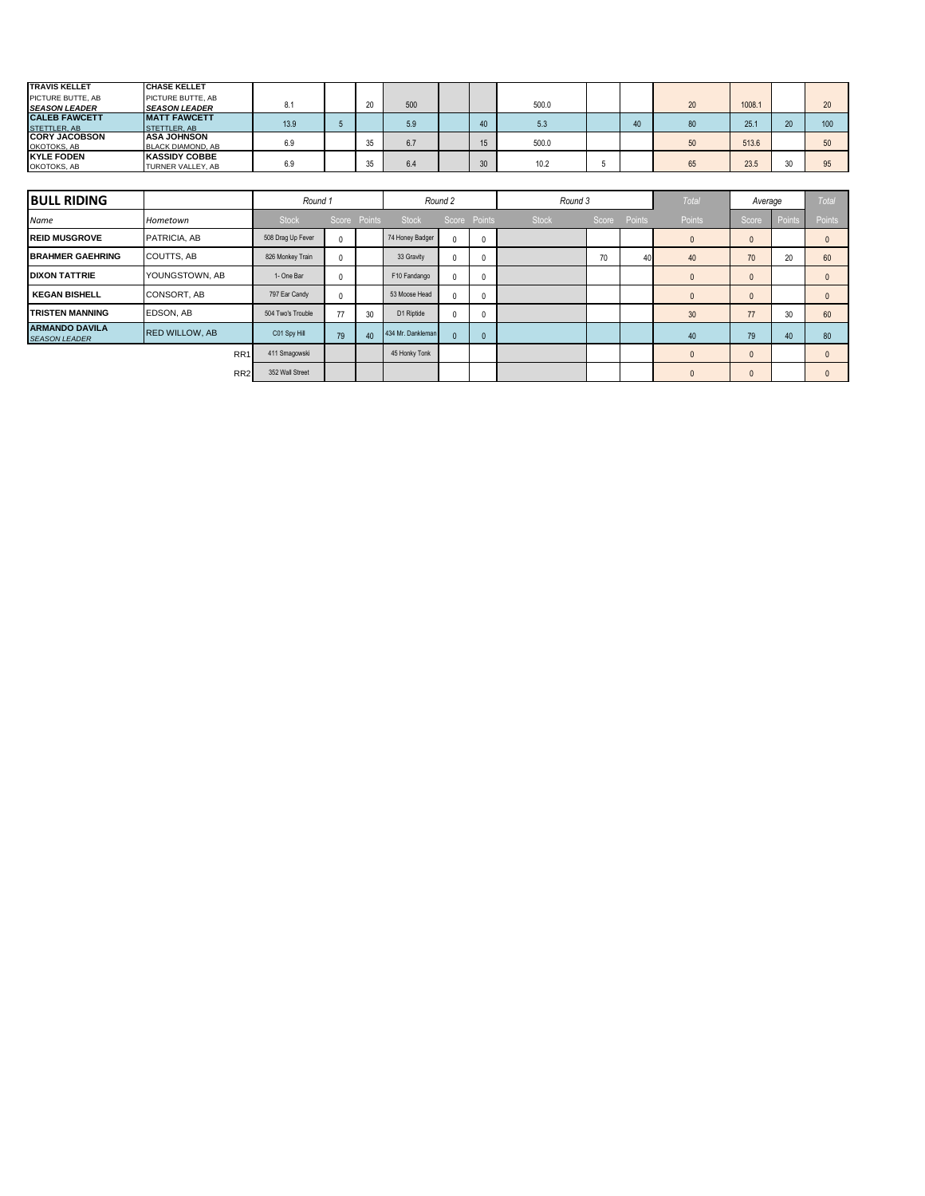| | | | | | | | | | | | | | | |
|---|---|---|---|---|---|---|---|---|---|---|---|---|---|---|
| **TRAVIS KELLET** PICTURE BUTTE, AB ***SEASON LEADER*** | **CHASE KELLET** PICTURE BUTTE, AB ***SEASON LEADER*** | 8.1 | | 20 | 500 | | | 500.0 | | | 20 | 1008.1 | | 20 |
| **CALEB FAWCETT** STETTLER, AB | **MATT FAWCETT** STETTLER, AB | 13.9 | 5 | | 5.9 | | 40 | 5.3 | | 40 | 80 | 25.1 | 20 | 100 |
| **CORY JACOBSON** OKOTOKS, AB | **ASA JOHNSON** BLACK DIAMOND, AB | 6.9 | | 35 | 6.7 | | 15 | 500.0 | | | 50 | 513.6 | | 50 |
| **KYLE FODEN** OKOTOKS, AB | **KASSIDY COBBE** TURNER VALLEY, AB | 6.9 | | 35 | 6.4 | | 30 | 10.2 | 5 | | 65 | 23.5 | 30 | 95 |

| **BULL RIDING** | | *Round 1* | | | *Round 2* | | | *Round 3* | | | *Total* | *Average* | | *Total* |
|---|---|---|---|---|---|---|---|---|---|---|---|---|---|---|
| *Name* | *Hometown* | Stock | Score | Points | Stock | Score | Points | Stock | Score | Points | Points | Score | Points | Points |
| **REID MUSGROVE** | PATRICIA, AB | 508 Drag Up Fever | 0 | | 74 Honey Badger | 0 | 0 | | | | 0 | 0 | | 0 |
| **BRAHMER GAEHRING** | COUTTS, AB | 826 Monkey Train | 0 | | 33 Gravity | 0 | 0 | | 70 | 40 | 40 | 70 | 20 | 60 |
| **DIXON TATTRIE** | YOUNGSTOWN, AB | 1- One Bar | 0 | | F10 Fandango | 0 | 0 | | | | 0 | 0 | | 0 |
| **KEGAN BISHELL** | CONSORT, AB | 797 Ear Candy | 0 | | 53 Moose Head | 0 | 0 | | | | 0 | 0 | | 0 |
| **TRISTEN MANNING** | EDSON, AB | 504 Two's Trouble | 77 | 30 | D1 Riptide | 0 | 0 | | | | 30 | 77 | 30 | 60 |
| **ARMANDO DAVILA** ***SEASON LEADER*** | RED WILLOW, AB | C01 Spy Hill | 79 | 40 | 434 Mr. Dankleman | 0 | 0 | | | | 40 | 79 | 40 | 80 |
| | RR1 | 411 Smagowski | | | 45 Honky Tonk | | | | | | 0 | 0 | | 0 |
| | RR2 | 352 Wall Street | | | | | | | | | 0 | 0 | | 0 |